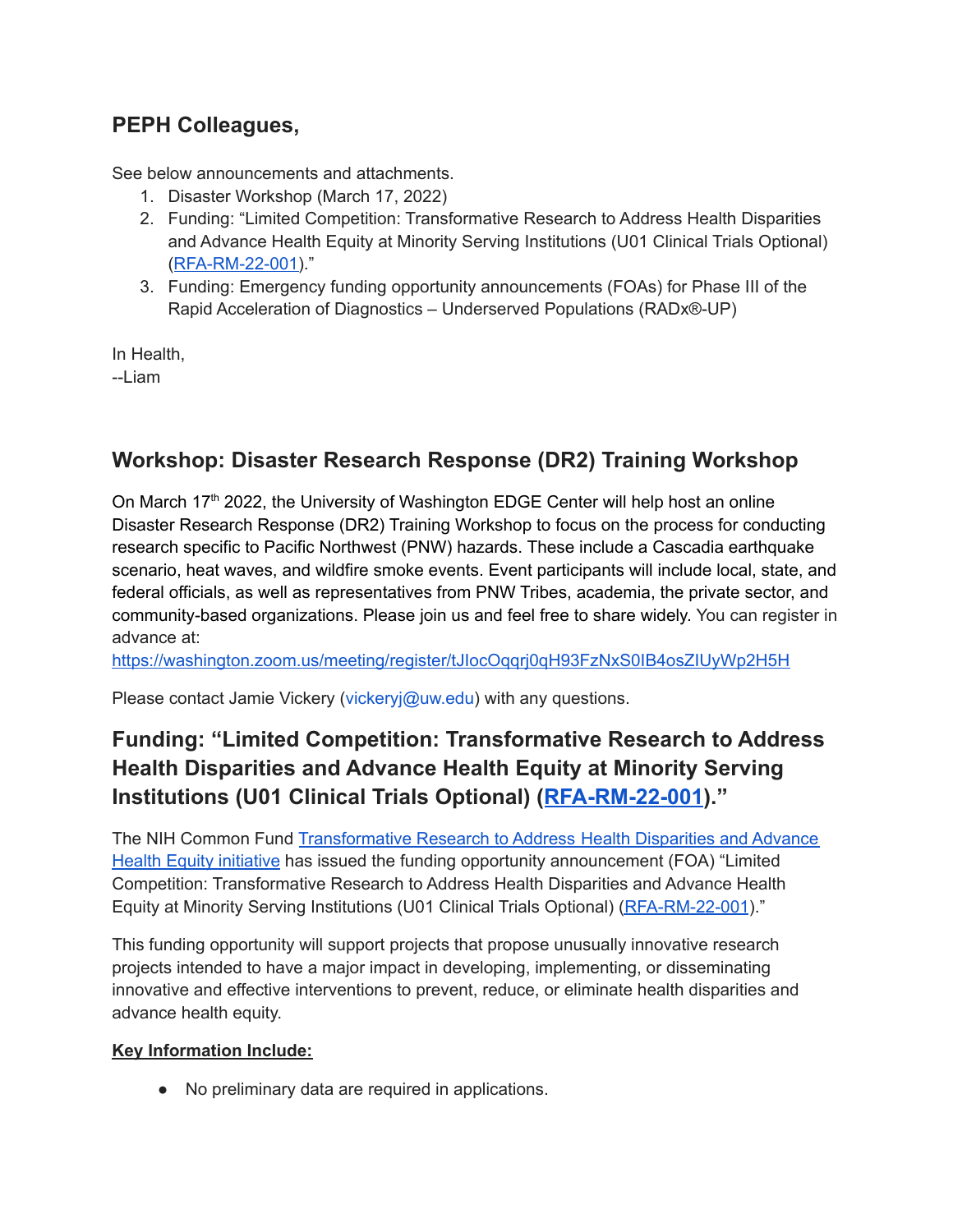## PEPH Colleagues,

See below announcements and attachments.

1. Disaster Workshop (March 17, 2022)
2. Funding: "Limited Competition: Transformative Research to Address Health Disparities and Advance Health Equity at Minority Serving Institutions (U01 Clinical Trials Optional) (RFA-RM-22-001)."
3. Funding: Emergency funding opportunity announcements (FOAs) for Phase III of the Rapid Acceleration of Diagnostics – Underserved Populations (RADx®-UP)

In Health,
--Liam

## Workshop: Disaster Research Response (DR2) Training Workshop

On March 17th 2022, the University of Washington EDGE Center will help host an online Disaster Research Response (DR2) Training Workshop to focus on the process for conducting research specific to Pacific Northwest (PNW) hazards. These include a Cascadia earthquake scenario, heat waves, and wildfire smoke events. Event participants will include local, state, and federal officials, as well as representatives from PNW Tribes, academia, the private sector, and community-based organizations. Please join us and feel free to share widely. You can register in advance at:
https://washington.zoom.us/meeting/register/tJIocOqqrj0qH93FzNxS0IB4osZIUyWp2H5H

Please contact Jamie Vickery (vickeryj@uw.edu) with any questions.

## Funding: "Limited Competition: Transformative Research to Address Health Disparities and Advance Health Equity at Minority Serving Institutions (U01 Clinical Trials Optional) (RFA-RM-22-001)."

The NIH Common Fund Transformative Research to Address Health Disparities and Advance Health Equity initiative has issued the funding opportunity announcement (FOA) "Limited Competition: Transformative Research to Address Health Disparities and Advance Health Equity at Minority Serving Institutions (U01 Clinical Trials Optional) (RFA-RM-22-001)."

This funding opportunity will support projects that propose unusually innovative research projects intended to have a major impact in developing, implementing, or disseminating innovative and effective interventions to prevent, reduce, or eliminate health disparities and advance health equity.

**Key Information Include:**

- No preliminary data are required in applications.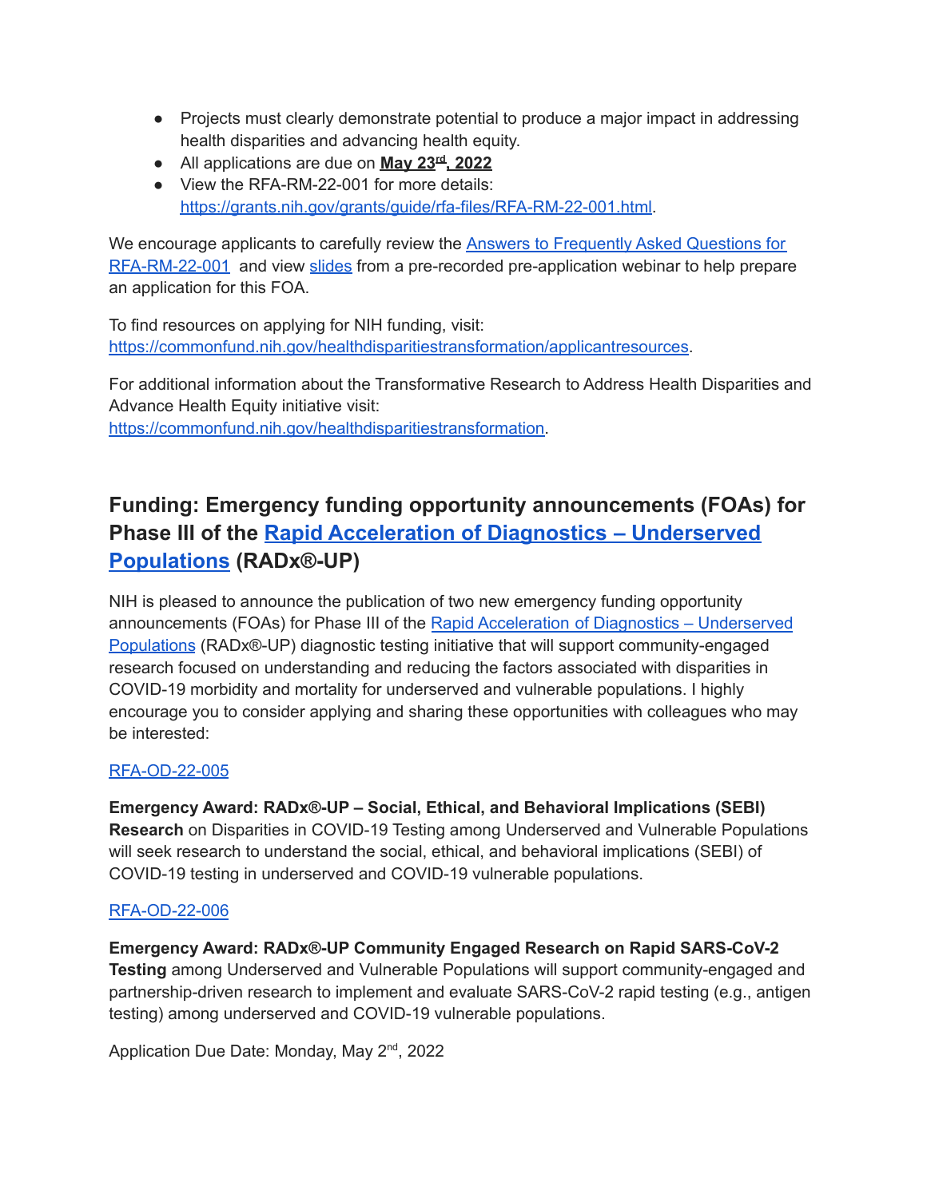- Projects must clearly demonstrate potential to produce a major impact in addressing health disparities and advancing health equity.
- All applications are due on **May 23[rd], 2022**
- View the RFA-RM-22-001 for more details: https://grants.nih.gov/grants/guide/rfa-files/RFA-RM-22-001.html.

We encourage applicants to carefully review the Answers to Frequently Asked Questions for RFA-RM-22-001 and view slides from a pre-recorded pre-application webinar to help prepare an application for this FOA.

To find resources on applying for NIH funding, visit: https://commonfund.nih.gov/healthdisparitiestransformation/applicantresources.

For additional information about the Transformative Research to Address Health Disparities and Advance Health Equity initiative visit: https://commonfund.nih.gov/healthdisparitiestransformation.

## Funding: Emergency funding opportunity announcements (FOAs) for Phase III of the Rapid Acceleration of Diagnostics – Underserved Populations (RADx®-UP)

NIH is pleased to announce the publication of two new emergency funding opportunity announcements (FOAs) for Phase III of the Rapid Acceleration of Diagnostics – Underserved Populations (RADx®-UP) diagnostic testing initiative that will support community-engaged research focused on understanding and reducing the factors associated with disparities in COVID-19 morbidity and mortality for underserved and vulnerable populations. I highly encourage you to consider applying and sharing these opportunities with colleagues who may be interested:

RFA-OD-22-005

**Emergency Award: RADx®-UP – Social, Ethical, and Behavioral Implications (SEBI) Research** on Disparities in COVID-19 Testing among Underserved and Vulnerable Populations will seek research to understand the social, ethical, and behavioral implications (SEBI) of COVID-19 testing in underserved and COVID-19 vulnerable populations.

RFA-OD-22-006

**Emergency Award: RADx®-UP Community Engaged Research on Rapid SARS-CoV-2 Testing** among Underserved and Vulnerable Populations will support community-engaged and partnership-driven research to implement and evaluate SARS-CoV-2 rapid testing (e.g., antigen testing) among underserved and COVID-19 vulnerable populations.

Application Due Date: Monday, May 2[nd], 2022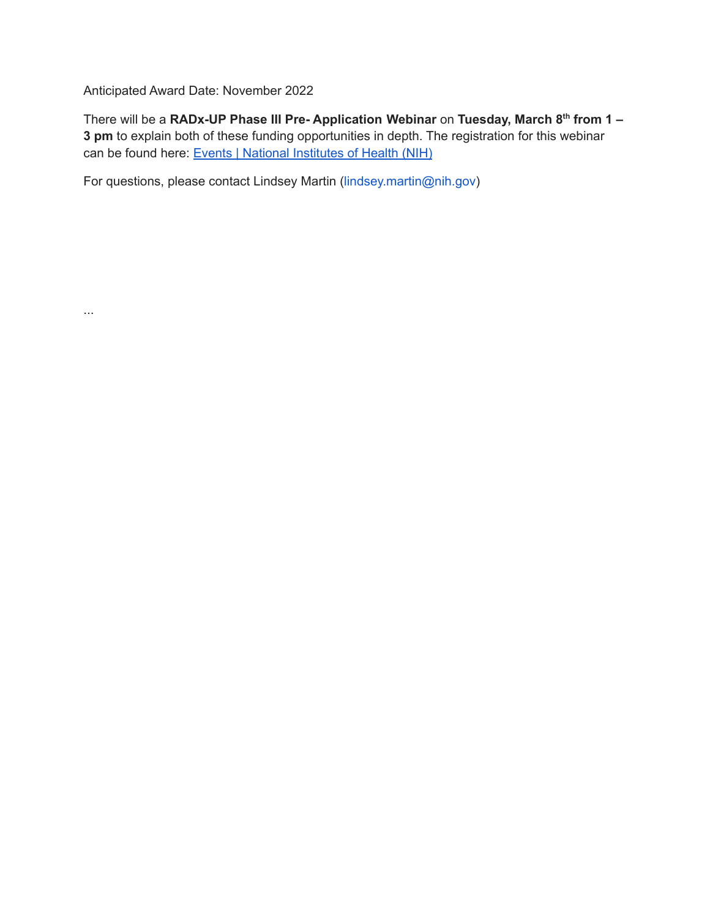Anticipated Award Date: November 2022

There will be a **RADx-UP Phase III Pre- Application Webinar** on **Tuesday, March 8th from 1 – 3 pm** to explain both of these funding opportunities in depth. The registration for this webinar can be found here: [Events | National Institutes of Health (NIH)]

For questions, please contact Lindsey Martin (lindsey.martin@nih.gov)

...